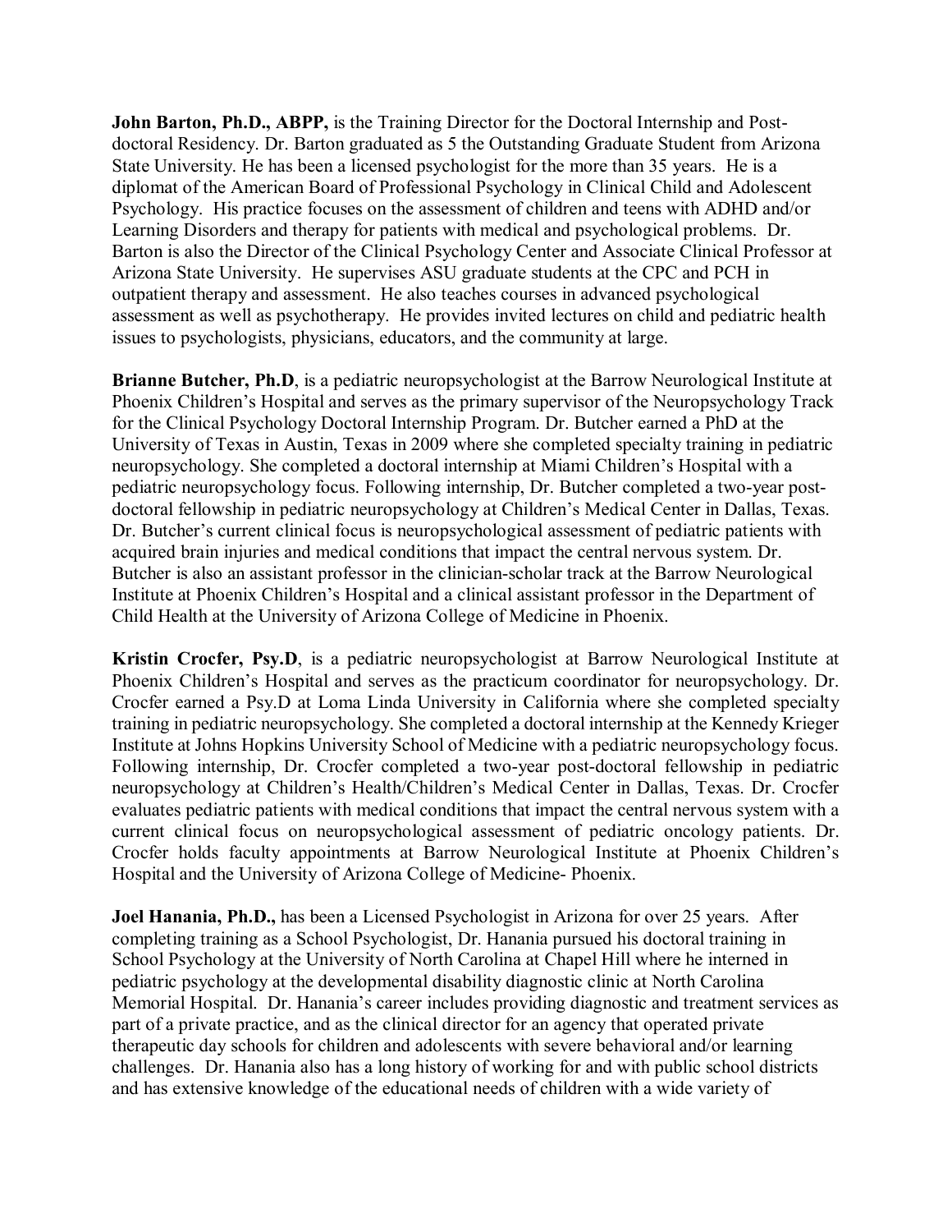**John Barton, Ph.D., ABPP,** is the Training Director for the Doctoral Internship and Post-doctoral Residency. Dr. Barton graduated as 5 the Outstanding Graduate Student from Arizona State University. He has been a licensed psychologist for the more than 35 years. He is a diplomat of the American Board of Professional Psychology in Clinical Child and Adolescent Psychology. His practice focuses on the assessment of children and teens with ADHD and/or Learning Disorders and therapy for patients with medical and psychological problems. Dr. Barton is also the Director of the Clinical Psychology Center and Associate Clinical Professor at Arizona State University. He supervises ASU graduate students at the CPC and PCH in outpatient therapy and assessment. He also teaches courses in advanced psychological assessment as well as psychotherapy. He provides invited lectures on child and pediatric health issues to psychologists, physicians, educators, and the community at large.

**Brianne Butcher, Ph.D**, is a pediatric neuropsychologist at the Barrow Neurological Institute at Phoenix Children's Hospital and serves as the primary supervisor of the Neuropsychology Track for the Clinical Psychology Doctoral Internship Program. Dr. Butcher earned a PhD at the University of Texas in Austin, Texas in 2009 where she completed specialty training in pediatric neuropsychology. She completed a doctoral internship at Miami Children's Hospital with a pediatric neuropsychology focus. Following internship, Dr. Butcher completed a two-year post-doctoral fellowship in pediatric neuropsychology at Children's Medical Center in Dallas, Texas. Dr. Butcher's current clinical focus is neuropsychological assessment of pediatric patients with acquired brain injuries and medical conditions that impact the central nervous system. Dr. Butcher is also an assistant professor in the clinician-scholar track at the Barrow Neurological Institute at Phoenix Children's Hospital and a clinical assistant professor in the Department of Child Health at the University of Arizona College of Medicine in Phoenix.

**Kristin Crocfer, Psy.D**, is a pediatric neuropsychologist at Barrow Neurological Institute at Phoenix Children's Hospital and serves as the practicum coordinator for neuropsychology. Dr. Crocfer earned a Psy.D at Loma Linda University in California where she completed specialty training in pediatric neuropsychology. She completed a doctoral internship at the Kennedy Krieger Institute at Johns Hopkins University School of Medicine with a pediatric neuropsychology focus. Following internship, Dr. Crocfer completed a two-year post-doctoral fellowship in pediatric neuropsychology at Children's Health/Children's Medical Center in Dallas, Texas. Dr. Crocfer evaluates pediatric patients with medical conditions that impact the central nervous system with a current clinical focus on neuropsychological assessment of pediatric oncology patients. Dr. Crocfer holds faculty appointments at Barrow Neurological Institute at Phoenix Children's Hospital and the University of Arizona College of Medicine- Phoenix.

**Joel Hanania, Ph.D.,** has been a Licensed Psychologist in Arizona for over 25 years. After completing training as a School Psychologist, Dr. Hanania pursued his doctoral training in School Psychology at the University of North Carolina at Chapel Hill where he interned in pediatric psychology at the developmental disability diagnostic clinic at North Carolina Memorial Hospital. Dr. Hanania's career includes providing diagnostic and treatment services as part of a private practice, and as the clinical director for an agency that operated private therapeutic day schools for children and adolescents with severe behavioral and/or learning challenges. Dr. Hanania also has a long history of working for and with public school districts and has extensive knowledge of the educational needs of children with a wide variety of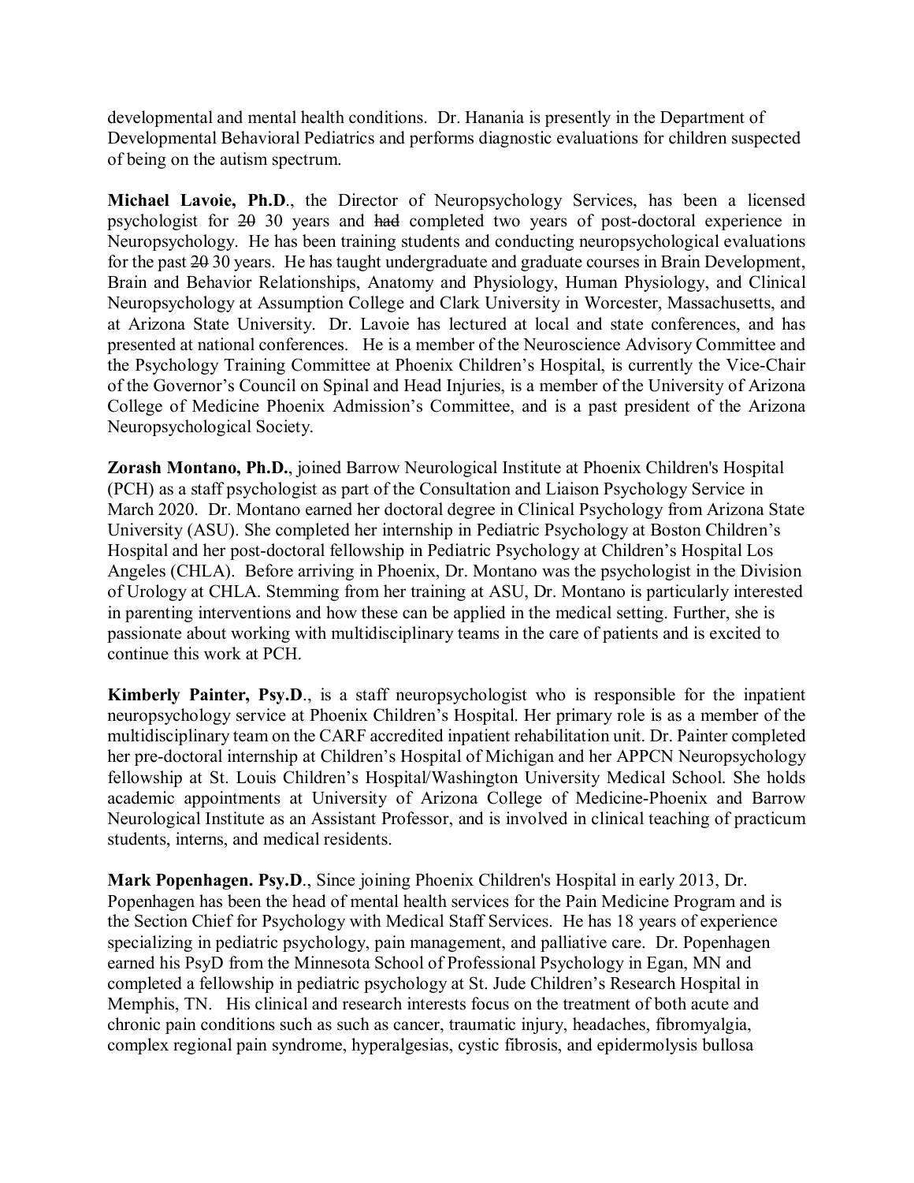developmental and mental health conditions. Dr. Hanania is presently in the Department of Developmental Behavioral Pediatrics and performs diagnostic evaluations for children suspected of being on the autism spectrum.

**Michael Lavoie, Ph.D**., the Director of Neuropsychology Services, has been a licensed psychologist for ~~20~~ 30 years and ~~had~~ completed two years of post-doctoral experience in Neuropsychology. He has been training students and conducting neuropsychological evaluations for the past ~~20~~ 30 years. He has taught undergraduate and graduate courses in Brain Development, Brain and Behavior Relationships, Anatomy and Physiology, Human Physiology, and Clinical Neuropsychology at Assumption College and Clark University in Worcester, Massachusetts, and at Arizona State University. Dr. Lavoie has lectured at local and state conferences, and has presented at national conferences. He is a member of the Neuroscience Advisory Committee and the Psychology Training Committee at Phoenix Children's Hospital, is currently the Vice-Chair of the Governor's Council on Spinal and Head Injuries, is a member of the University of Arizona College of Medicine Phoenix Admission's Committee, and is a past president of the Arizona Neuropsychological Society.

**Zorash Montano, Ph.D.**, joined Barrow Neurological Institute at Phoenix Children's Hospital (PCH) as a staff psychologist as part of the Consultation and Liaison Psychology Service in March 2020. Dr. Montano earned her doctoral degree in Clinical Psychology from Arizona State University (ASU). She completed her internship in Pediatric Psychology at Boston Children's Hospital and her post-doctoral fellowship in Pediatric Psychology at Children's Hospital Los Angeles (CHLA). Before arriving in Phoenix, Dr. Montano was the psychologist in the Division of Urology at CHLA. Stemming from her training at ASU, Dr. Montano is particularly interested in parenting interventions and how these can be applied in the medical setting. Further, she is passionate about working with multidisciplinary teams in the care of patients and is excited to continue this work at PCH.

**Kimberly Painter, Psy.D**., is a staff neuropsychologist who is responsible for the inpatient neuropsychology service at Phoenix Children's Hospital. Her primary role is as a member of the multidisciplinary team on the CARF accredited inpatient rehabilitation unit. Dr. Painter completed her pre-doctoral internship at Children's Hospital of Michigan and her APPCN Neuropsychology fellowship at St. Louis Children's Hospital/Washington University Medical School. She holds academic appointments at University of Arizona College of Medicine-Phoenix and Barrow Neurological Institute as an Assistant Professor, and is involved in clinical teaching of practicum students, interns, and medical residents.

**Mark Popenhagen. Psy.D**., Since joining Phoenix Children's Hospital in early 2013, Dr. Popenhagen has been the head of mental health services for the Pain Medicine Program and is the Section Chief for Psychology with Medical Staff Services. He has 18 years of experience specializing in pediatric psychology, pain management, and palliative care. Dr. Popenhagen earned his PsyD from the Minnesota School of Professional Psychology in Egan, MN and completed a fellowship in pediatric psychology at St. Jude Children's Research Hospital in Memphis, TN. His clinical and research interests focus on the treatment of both acute and chronic pain conditions such as such as cancer, traumatic injury, headaches, fibromyalgia, complex regional pain syndrome, hyperalgesias, cystic fibrosis, and epidermolysis bullosa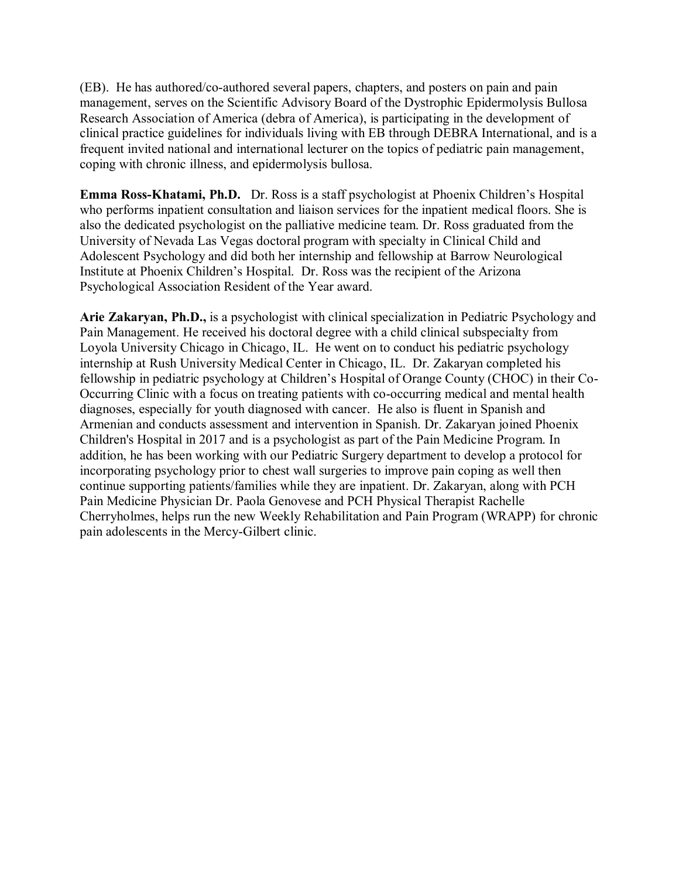(EB). He has authored/co-authored several papers, chapters, and posters on pain and pain management, serves on the Scientific Advisory Board of the Dystrophic Epidermolysis Bullosa Research Association of America (debra of America), is participating in the development of clinical practice guidelines for individuals living with EB through DEBRA International, and is a frequent invited national and international lecturer on the topics of pediatric pain management, coping with chronic illness, and epidermolysis bullosa.

**Emma Ross-Khatami, Ph.D.** Dr. Ross is a staff psychologist at Phoenix Children's Hospital who performs inpatient consultation and liaison services for the inpatient medical floors. She is also the dedicated psychologist on the palliative medicine team. Dr. Ross graduated from the University of Nevada Las Vegas doctoral program with specialty in Clinical Child and Adolescent Psychology and did both her internship and fellowship at Barrow Neurological Institute at Phoenix Children's Hospital. Dr. Ross was the recipient of the Arizona Psychological Association Resident of the Year award.

**Arie Zakaryan, Ph.D.,** is a psychologist with clinical specialization in Pediatric Psychology and Pain Management. He received his doctoral degree with a child clinical subspecialty from Loyola University Chicago in Chicago, IL. He went on to conduct his pediatric psychology internship at Rush University Medical Center in Chicago, IL. Dr. Zakaryan completed his fellowship in pediatric psychology at Children's Hospital of Orange County (CHOC) in their Co-Occurring Clinic with a focus on treating patients with co-occurring medical and mental health diagnoses, especially for youth diagnosed with cancer. He also is fluent in Spanish and Armenian and conducts assessment and intervention in Spanish. Dr. Zakaryan joined Phoenix Children's Hospital in 2017 and is a psychologist as part of the Pain Medicine Program. In addition, he has been working with our Pediatric Surgery department to develop a protocol for incorporating psychology prior to chest wall surgeries to improve pain coping as well then continue supporting patients/families while they are inpatient. Dr. Zakaryan, along with PCH Pain Medicine Physician Dr. Paola Genovese and PCH Physical Therapist Rachelle Cherryholmes, helps run the new Weekly Rehabilitation and Pain Program (WRAPP) for chronic pain adolescents in the Mercy-Gilbert clinic.